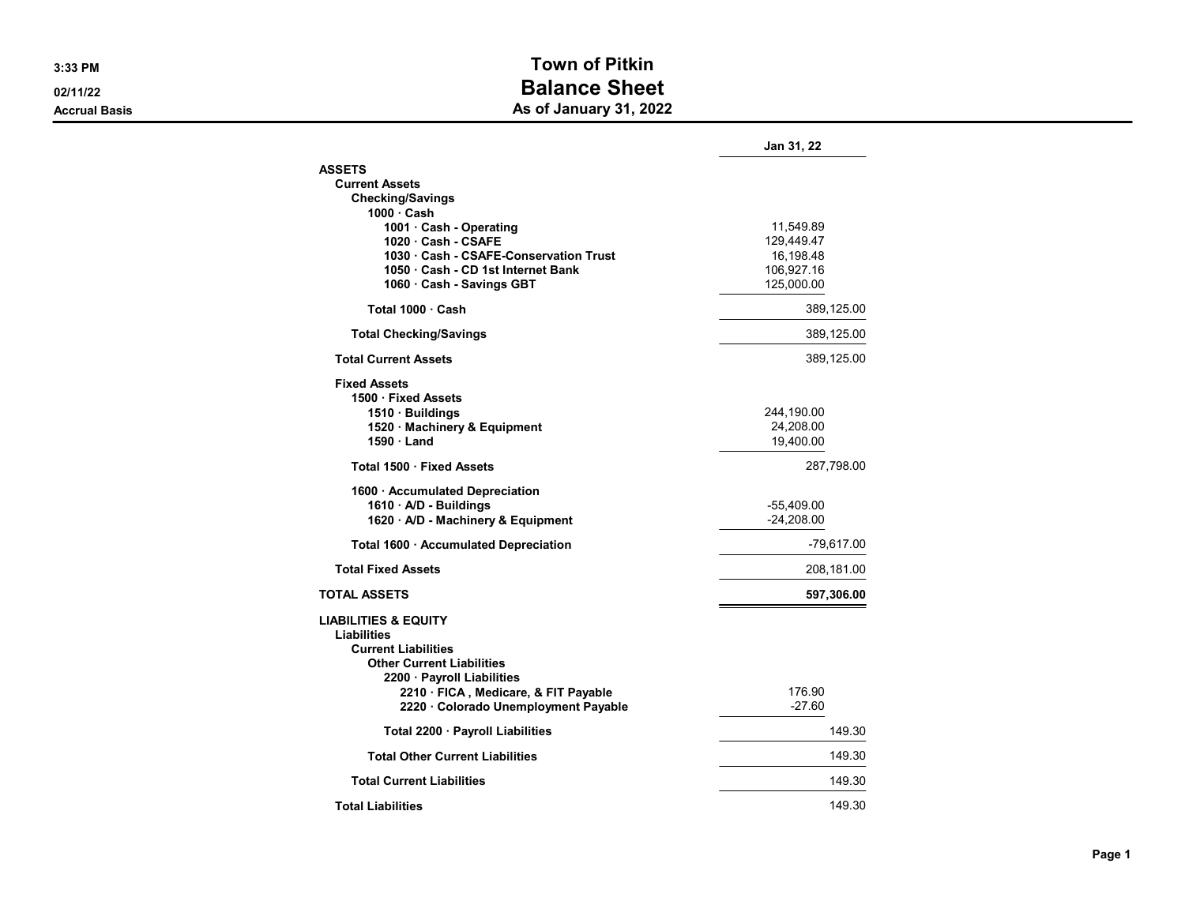# Town of Pitkin
## Balance Sheet
### As of January 31, 2022

3:33 PM
02/11/22
Accrual Basis

| | Jan 31, 22 | |
|---|---|---|
| **ASSETS** | | |
| **Current Assets** | | |
| **Checking/Savings** | | |
| **1000 · Cash** | | |
| **1001 · Cash - Operating** | 11,549.89 | |
| **1020 · Cash - CSAFE** | 129,449.47 | |
| **1030 · Cash - CSAFE-Conservation Trust** | 16,198.48 | |
| **1050 · Cash - CD 1st Internet Bank** | 106,927.16 | |
| **1060 · Cash - Savings GBT** | 125,000.00 | |
| **Total 1000 · Cash** | | 389,125.00 |
| **Total Checking/Savings** | | 389,125.00 |
| **Total Current Assets** | | 389,125.00 |
| **Fixed Assets** | | |
| **1500 · Fixed Assets** | | |
| **1510 · Buildings** | 244,190.00 | |
| **1520 · Machinery & Equipment** | 24,208.00 | |
| **1590 · Land** | 19,400.00 | |
| **Total 1500 · Fixed Assets** | | 287,798.00 |
| **1600 · Accumulated Depreciation** | | |
| **1610 · A/D - Buildings** | -55,409.00 | |
| **1620 · A/D - Machinery & Equipment** | -24,208.00 | |
| **Total 1600 · Accumulated Depreciation** | | -79,617.00 |
| **Total Fixed Assets** | | 208,181.00 |
| **TOTAL ASSETS** | | **597,306.00** |
| **LIABILITIES & EQUITY** | | |
| **Liabilities** | | |
| **Current Liabilities** | | |
| **Other Current Liabilities** | | |
| **2200 · Payroll Liabilities** | | |
| **2210 · FICA , Medicare, & FIT Payable** | 176.90 | |
| **2220 · Colorado Unemployment Payable** | -27.60 | |
| **Total 2200 · Payroll Liabilities** | | 149.30 |
| **Total Other Current Liabilities** | | 149.30 |
| **Total Current Liabilities** | | 149.30 |
| **Total Liabilities** | | 149.30 |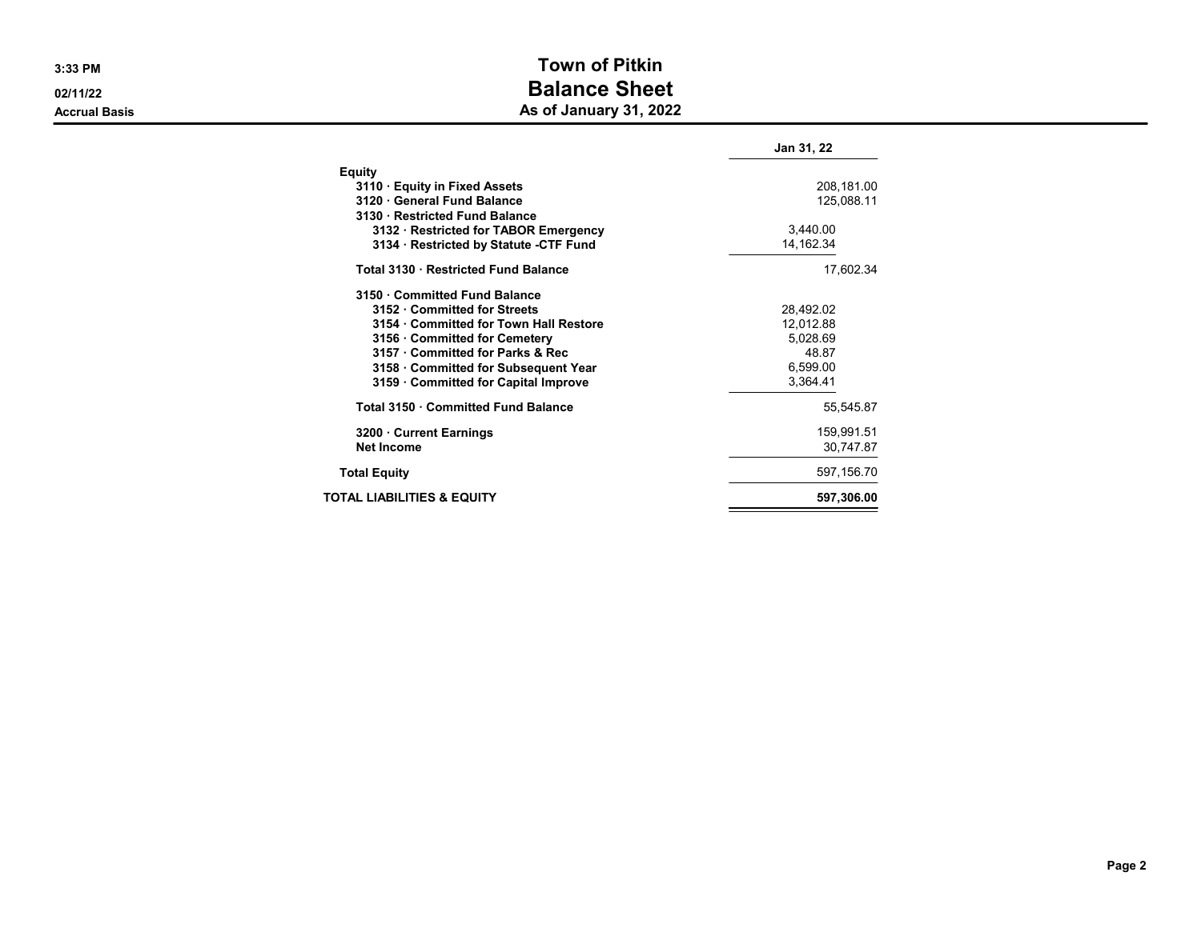# Town of Pitkin

## Balance Sheet

### As of January 31, 2022

3:33 PM

02/11/22

Accrual Basis

| | | Jan 31, 22 |
|---|---|---|
| **Equity** | | |
| **3110 · Equity in Fixed Assets** | | 208,181.00 |
| **3120 · General Fund Balance** | | 125,088.11 |
| **3130 · Restricted Fund Balance** | | |
| **3132 · Restricted for TABOR Emergency** | 3,440.00 | |
| **3134 · Restricted by Statute -CTF Fund** | 14,162.34 | |
| **Total 3130 · Restricted Fund Balance** | | 17,602.34 |
| **3150 · Committed Fund Balance** | | |
| **3152 · Committed for Streets** | 28,492.02 | |
| **3154 · Committed for Town Hall Restore** | 12,012.88 | |
| **3156 · Committed for Cemetery** | 5,028.69 | |
| **3157 · Committed for Parks & Rec** | 48.87 | |
| **3158 · Committed for Subsequent Year** | 6,599.00 | |
| **3159 · Committed for Capital Improve** | 3,364.41 | |
| **Total 3150 · Committed Fund Balance** | | 55,545.87 |
| **3200 · Current Earnings** | | 159,991.51 |
| **Net Income** | | 30,747.87 |
| **Total Equity** | | 597,156.70 |
| **TOTAL LIABILITIES & EQUITY** | | **597,306.00** |